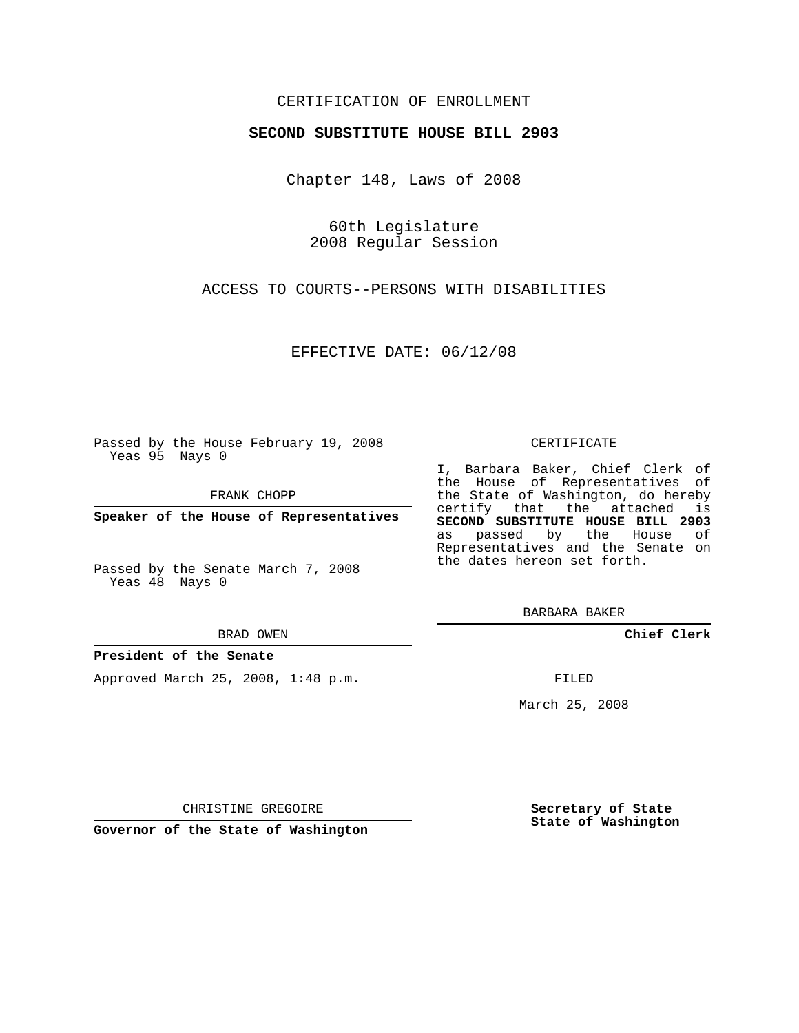CERTIFICATION OF ENROLLMENT

**SECOND SUBSTITUTE HOUSE BILL 2903**

Chapter 148, Laws of 2008

60th Legislature
2008 Regular Session

ACCESS TO COURTS--PERSONS WITH DISABILITIES

EFFECTIVE DATE: 06/12/08

Passed by the House February 19, 2008
Yeas 95 Nays 0

FRANK CHOPP

**Speaker of the House of Representatives**

Passed by the Senate March 7, 2008
Yeas 48 Nays 0

BRAD OWEN

**President of the Senate**

Approved March 25, 2008, 1:48 p.m.

CHRISTINE GREGOIRE

**Governor of the State of Washington**

CERTIFICATE

I, Barbara Baker, Chief Clerk of the House of Representatives of the State of Washington, do hereby certify that the attached is **SECOND SUBSTITUTE HOUSE BILL 2903** as passed by the House of Representatives and the Senate on the dates hereon set forth.

BARBARA BAKER

**Chief Clerk**

FILED

March 25, 2008

**Secretary of State**
**State of Washington**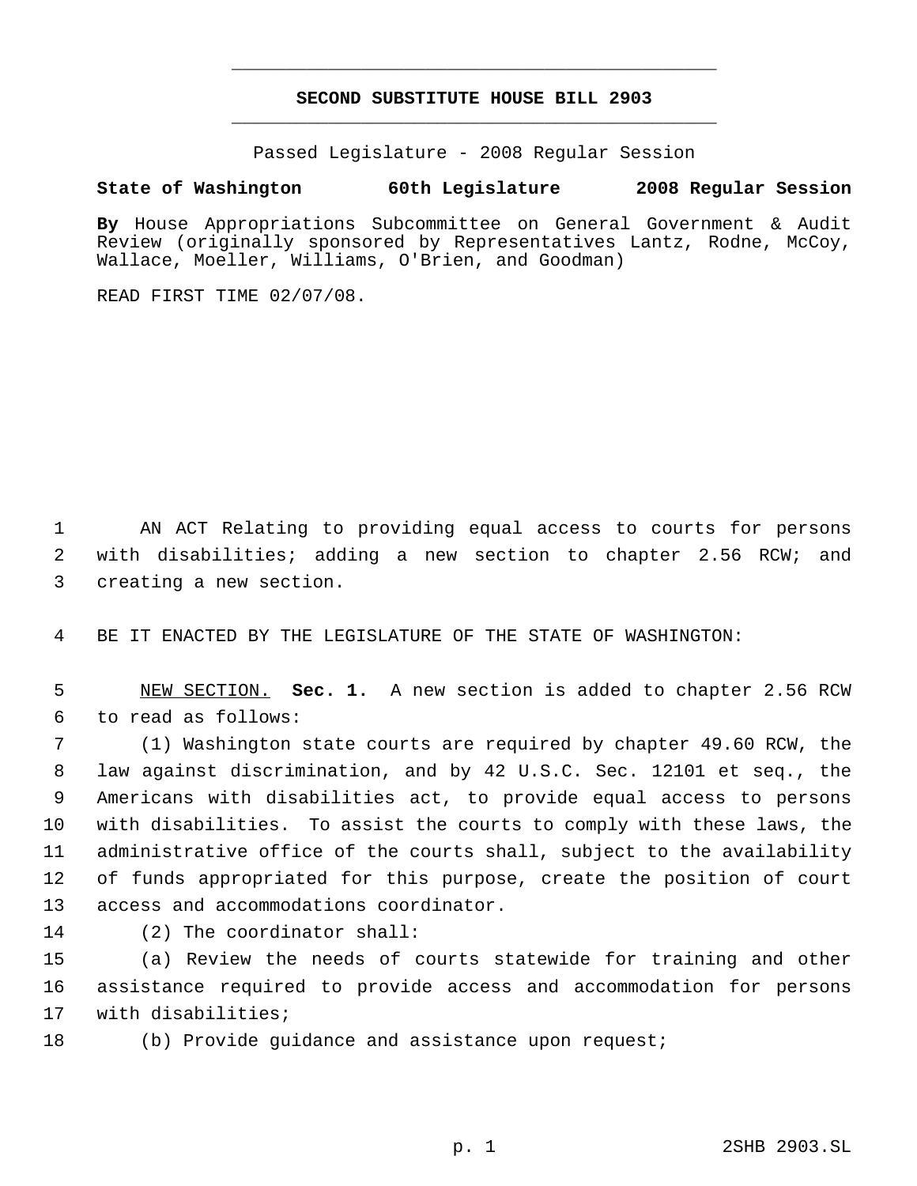# SECOND SUBSTITUTE HOUSE BILL 2903

Passed Legislature - 2008 Regular Session

**State of Washington 60th Legislature 2008 Regular Session**

**By** House Appropriations Subcommittee on General Government & Audit Review (originally sponsored by Representatives Lantz, Rodne, McCoy, Wallace, Moeller, Williams, O'Brien, and Goodman)

READ FIRST TIME 02/07/08.

AN ACT Relating to providing equal access to courts for persons with disabilities; adding a new section to chapter 2.56 RCW; and creating a new section.

BE IT ENACTED BY THE LEGISLATURE OF THE STATE OF WASHINGTON:

NEW SECTION. **Sec. 1.** A new section is added to chapter 2.56 RCW to read as follows:

(1) Washington state courts are required by chapter 49.60 RCW, the law against discrimination, and by 42 U.S.C. Sec. 12101 et seq., the Americans with disabilities act, to provide equal access to persons with disabilities. To assist the courts to comply with these laws, the administrative office of the courts shall, subject to the availability of funds appropriated for this purpose, create the position of court access and accommodations coordinator.

(2) The coordinator shall:

(a) Review the needs of courts statewide for training and other assistance required to provide access and accommodation for persons with disabilities;

(b) Provide guidance and assistance upon request;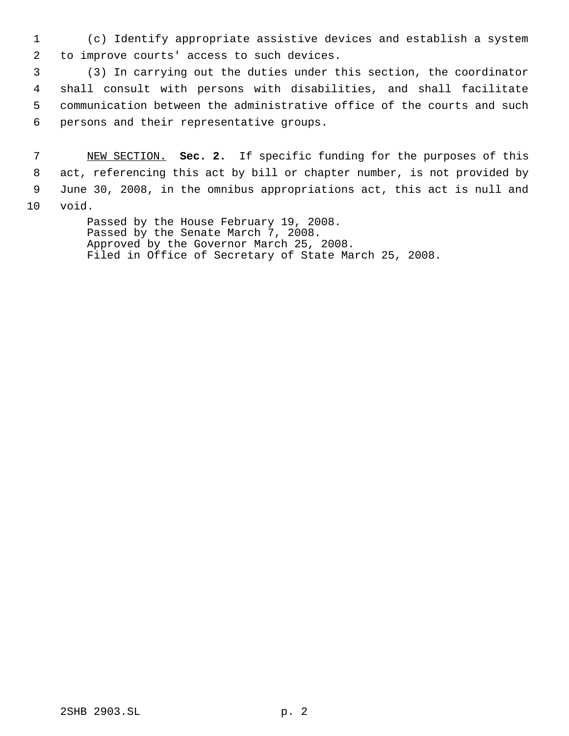(c) Identify appropriate assistive devices and establish a system to improve courts' access to such devices.

(3) In carrying out the duties under this section, the coordinator shall consult with persons with disabilities, and shall facilitate communication between the administrative office of the courts and such persons and their representative groups.

NEW SECTION. **Sec. 2.** If specific funding for the purposes of this act, referencing this act by bill or chapter number, is not provided by June 30, 2008, in the omnibus appropriations act, this act is null and void.

Passed by the House February 19, 2008.
Passed by the Senate March 7, 2008.
Approved by the Governor March 25, 2008.
Filed in Office of Secretary of State March 25, 2008.